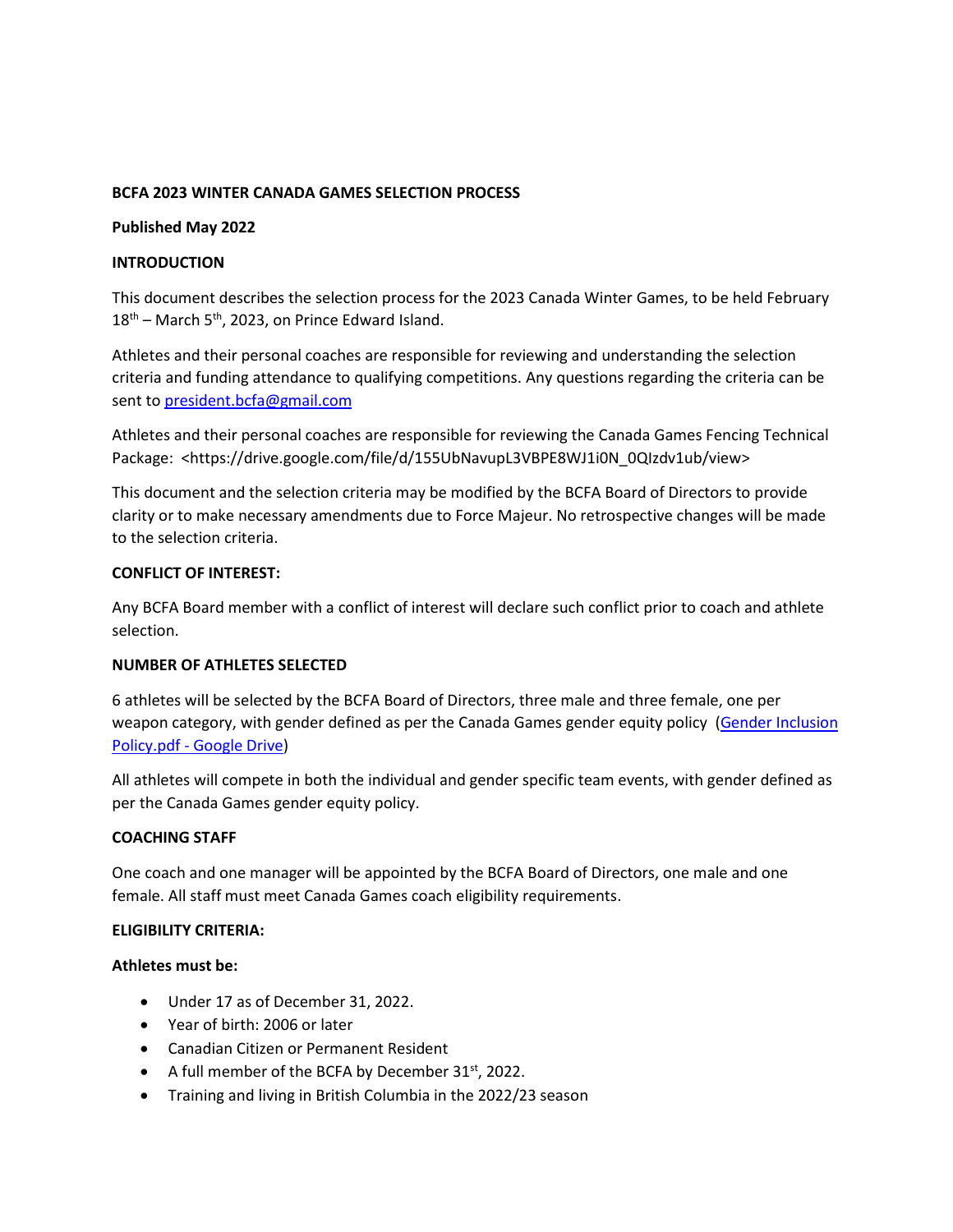**BCFA 2023 WINTER CANADA GAMES SELECTION PROCESS**

**Published May 2022**

**INTRODUCTION**

This document describes the selection process for the 2023 Canada Winter Games, to be held February 18th – March 5th, 2023, on Prince Edward Island.

Athletes and their personal coaches are responsible for reviewing and understanding the selection criteria and funding attendance to qualifying competitions. Any questions regarding the criteria can be sent to [president.bcfa@gmail.com](mailto:president.bcfa@gmail.com)

Athletes and their personal coaches are responsible for reviewing the Canada Games Fencing Technical Package: <https://drive.google.com/file/d/155UbNavupL3VBPE8WJ1i0N_0QIzdv1ub/view>

This document and the selection criteria may be modified by the BCFA Board of Directors to provide clarity or to make necessary amendments due to Force Majeur. No retrospective changes will be made to the selection criteria.

**CONFLICT OF INTEREST:**

Any BCFA Board member with a conflict of interest will declare such conflict prior to coach and athlete selection.

**NUMBER OF ATHLETES SELECTED**

6 athletes will be selected by the BCFA Board of Directors, three male and three female, one per weapon category, with gender defined as per the Canada Games gender equity policy (Gender Inclusion Policy.pdf - Google Drive)

All athletes will compete in both the individual and gender specific team events, with gender defined as per the Canada Games gender equity policy.

**COACHING STAFF**

One coach and one manager will be appointed by the BCFA Board of Directors, one male and one female. All staff must meet Canada Games coach eligibility requirements.

**ELIGIBILITY CRITERIA:**

**Athletes must be:**

- Under 17 as of December 31, 2022.
- Year of birth: 2006 or later
- Canadian Citizen or Permanent Resident
- A full member of the BCFA by December 31st, 2022.
- Training and living in British Columbia in the 2022/23 season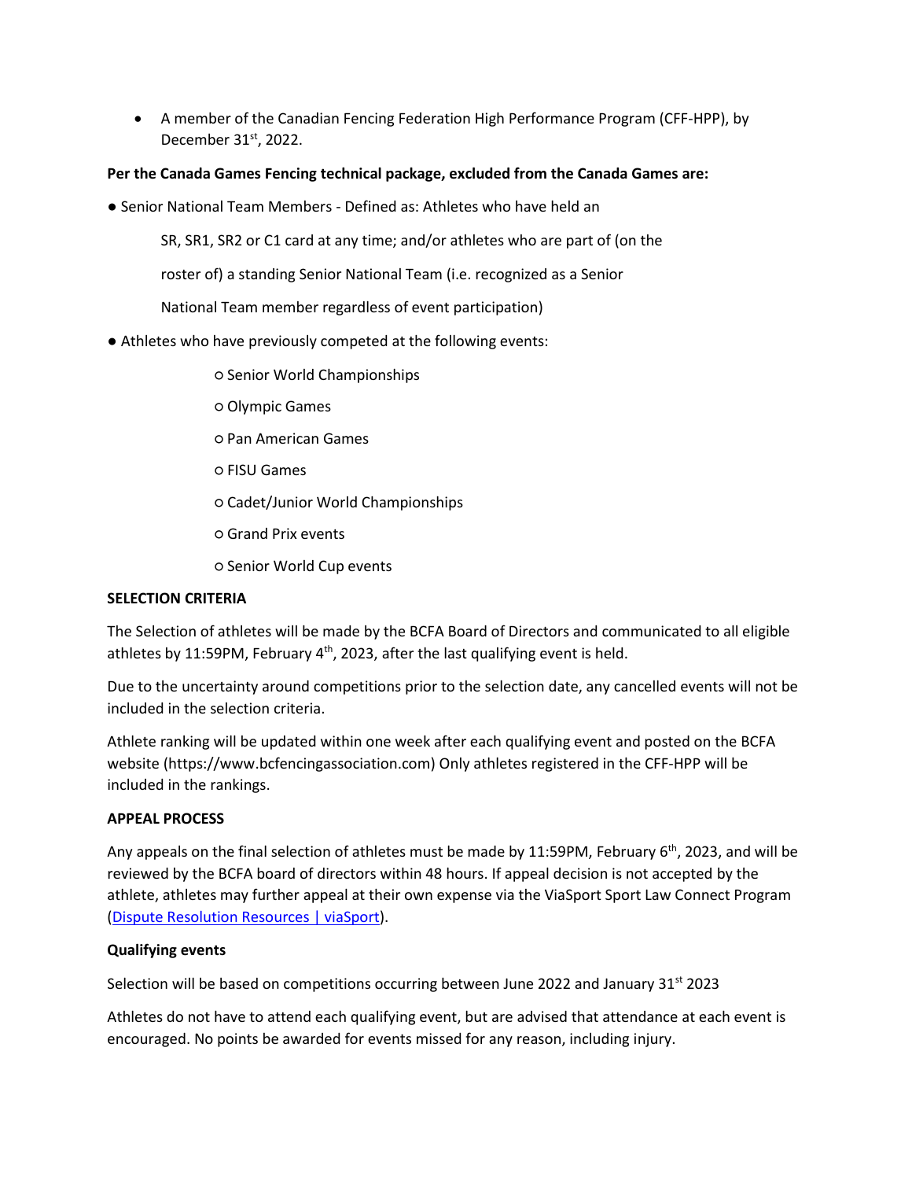- A member of the Canadian Fencing Federation High Performance Program (CFF-HPP), by December 31st, 2022.

**Per the Canada Games Fencing technical package, excluded from the Canada Games are:**

- Senior National Team Members - Defined as: Athletes who have held an SR, SR1, SR2 or C1 card at any time; and/or athletes who are part of (on the roster of) a standing Senior National Team (i.e. recognized as a Senior National Team member regardless of event participation)
- Athletes who have previously competed at the following events:
  - Senior World Championships
  - Olympic Games
  - Pan American Games
  - FISU Games
  - Cadet/Junior World Championships
  - Grand Prix events
  - Senior World Cup events

**SELECTION CRITERIA**

The Selection of athletes will be made by the BCFA Board of Directors and communicated to all eligible athletes by 11:59PM, February 4th, 2023, after the last qualifying event is held.

Due to the uncertainty around competitions prior to the selection date, any cancelled events will not be included in the selection criteria.

Athlete ranking will be updated within one week after each qualifying event and posted on the BCFA website (https://www.bcfencingassociation.com) Only athletes registered in the CFF-HPP will be included in the rankings.

**APPEAL PROCESS**

Any appeals on the final selection of athletes must be made by 11:59PM, February 6th, 2023, and will be reviewed by the BCFA board of directors within 48 hours. If appeal decision is not accepted by the athlete, athletes may further appeal at their own expense via the ViaSport Sport Law Connect Program (Dispute Resolution Resources | viaSport).

**Qualifying events**

Selection will be based on competitions occurring between June 2022 and January 31st 2023

Athletes do not have to attend each qualifying event, but are advised that attendance at each event is encouraged. No points be awarded for events missed for any reason, including injury.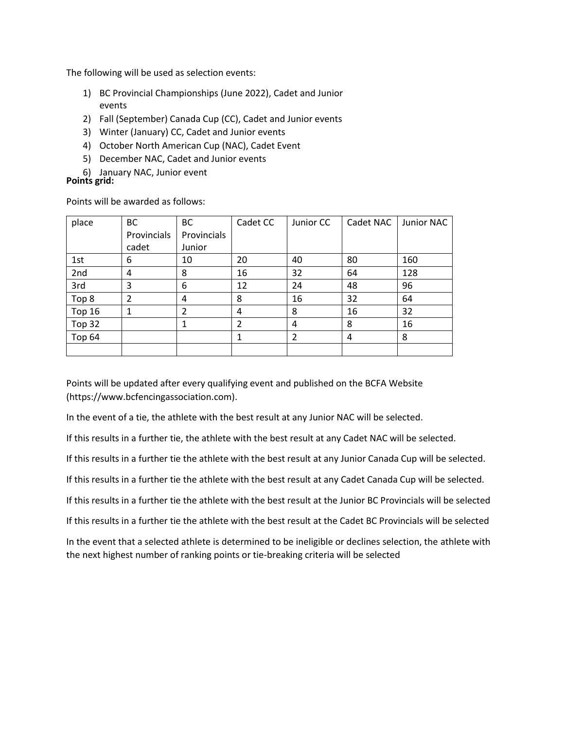The following will be used as selection events:

1) BC Provincial Championships (June 2022), Cadet and Junior events
2) Fall (September) Canada Cup (CC), Cadet and Junior events
3) Winter (January) CC, Cadet and Junior events
4) October North American Cup (NAC), Cadet Event
5) December NAC, Cadet and Junior events
6) January NAC, Junior event

**Points grid:**

Points will be awarded as follows:

| place | BC Provincials cadet | BC Provincials Junior | Cadet CC | Junior CC | Cadet NAC | Junior NAC |
|---|---|---|---|---|---|---|
| 1st | 6 | 10 | 20 | 40 | 80 | 160 |
| 2nd | 4 | 8 | 16 | 32 | 64 | 128 |
| 3rd | 3 | 6 | 12 | 24 | 48 | 96 |
| Top 8 | 2 | 4 | 8 | 16 | 32 | 64 |
| Top 16 | 1 | 2 | 4 | 8 | 16 | 32 |
| Top 32 | | 1 | 2 | 4 | 8 | 16 |
| Top 64 | | | 1 | 2 | 4 | 8 |
| | | | | | | |

Points will be updated after every qualifying event and published on the BCFA Website (https://www.bcfencingassociation.com).

In the event of a tie, the athlete with the best result at any Junior NAC will be selected.

If this results in a further tie, the athlete with the best result at any Cadet NAC will be selected.

If this results in a further tie the athlete with the best result at any Junior Canada Cup will be selected.

If this results in a further tie the athlete with the best result at any Cadet Canada Cup will be selected.

If this results in a further tie the athlete with the best result at the Junior BC Provincials will be selected

If this results in a further tie the athlete with the best result at the Cadet BC Provincials will be selected

In the event that a selected athlete is determined to be ineligible or declines selection, the athlete with the next highest number of ranking points or tie-breaking criteria will be selected